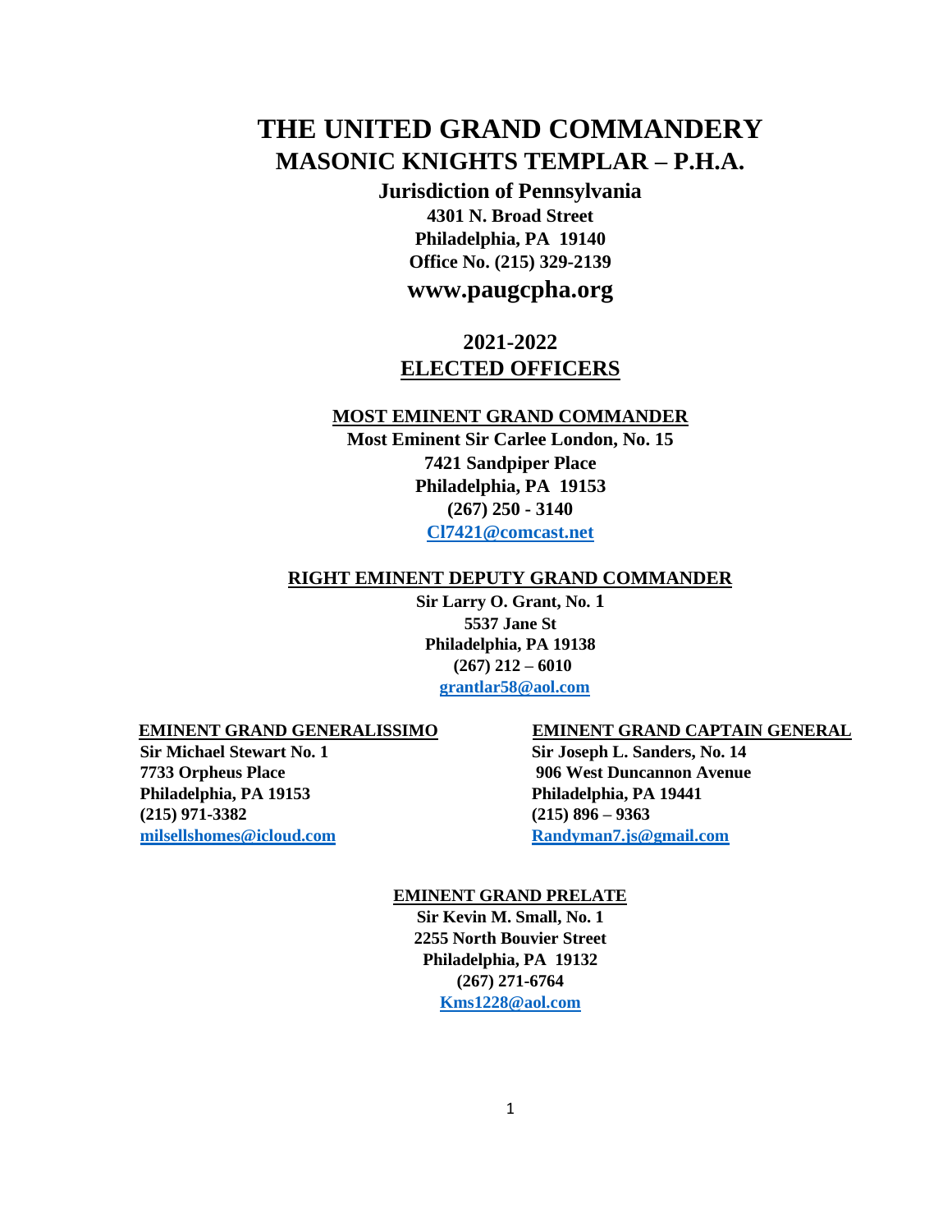# THE UNITED GRAND COMMANDERY
## MASONIC KNIGHTS TEMPLAR – P.H.A.

**Jurisdiction of Pennsylvania**
**4301 N. Broad Street**
**Philadelphia, PA 19140**
**Office No. (215) 329-2139**
**www.paugcpha.org**

## 2021-2022
## ELECTED OFFICERS

### MOST EMINENT GRAND COMMANDER

**Most Eminent Sir Carlee London, No. 15**
**7421 Sandpiper Place**
**Philadelphia, PA 19153**
**(267) 250 - 3140**
**Cl7421@comcast.net**

### RIGHT EMINENT DEPUTY GRAND COMMANDER

**Sir Larry O. Grant, No. 1**
**5537 Jane St**
**Philadelphia, PA 19138**
**(267) 212 – 6010**
**grantlar58@aol.com**

### EMINENT GRAND GENERALISSIMO

**Sir Michael Stewart No. 1**
**7733 Orpheus Place**
**Philadelphia, PA 19153**
**(215) 971-3382**
**milsellshomes@icloud.com**

### EMINENT GRAND CAPTAIN GENERAL

**Sir Joseph L. Sanders, No. 14**
**906 West Duncannon Avenue**
**Philadelphia, PA 19441**
**(215) 896 – 9363**
**Randyman7.js@gmail.com**

### EMINENT GRAND PRELATE

**Sir Kevin M. Small, No. 1**
**2255 North Bouvier Street**
**Philadelphia, PA 19132**
**(267) 271-6764**
**Kms1228@aol.com**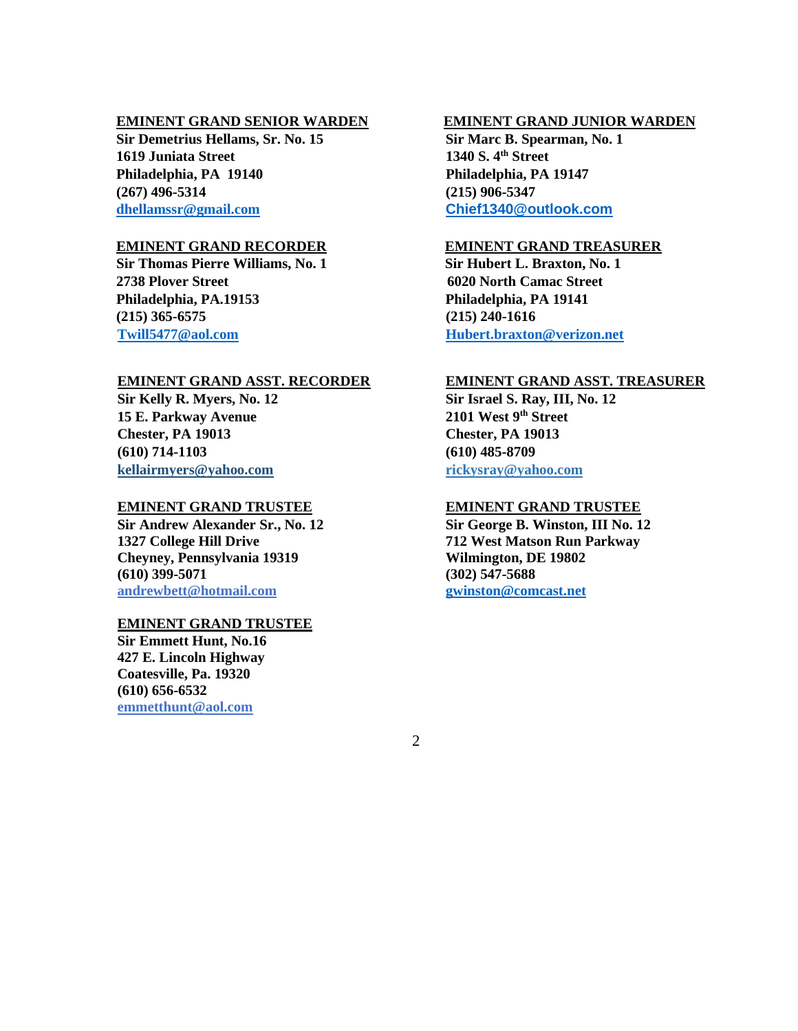**EMINENT GRAND SENIOR WARDEN**
**Sir Demetrius Hellams, Sr. No. 15**
**1619 Juniata Street**
**Philadelphia, PA 19140**
**(267) 496-5314**
**dhellamssr@gmail.com**

**EMINENT GRAND JUNIOR WARDEN**
**Sir Marc B. Spearman, No. 1**
**1340 S. 4th Street**
**Philadelphia, PA 19147**
**(215) 906-5347**
**Chief1340@outlook.com**

**EMINENT GRAND RECORDER**
**Sir Thomas Pierre Williams, No. 1**
**2738 Plover Street**
**Philadelphia, PA.19153**
**(215) 365-6575**
**Twill5477@aol.com**

**EMINENT GRAND TREASURER**
**Sir Hubert L. Braxton, No. 1**
**6020 North Camac Street**
**Philadelphia, PA 19141**
**(215) 240-1616**
**Hubert.braxton@verizon.net**

**EMINENT GRAND ASST. RECORDER**
**Sir Kelly R. Myers, No. 12**
**15 E. Parkway Avenue**
**Chester, PA 19013**
**(610) 714-1103**
**kellairmyers@yahoo.com**

**EMINENT GRAND ASST. TREASURER**
**Sir Israel S. Ray, III, No. 12**
**2101 West 9th Street**
**Chester, PA 19013**
**(610) 485-8709**
**rickysray@yahoo.com**

**EMINENT GRAND TRUSTEE**
**Sir Andrew Alexander Sr., No. 12**
**1327 College Hill Drive**
**Cheyney, Pennsylvania 19319**
**(610) 399-5071**
**andrewbett@hotmail.com**

**EMINENT GRAND TRUSTEE**
**Sir George B. Winston, III No. 12**
**712 West Matson Run Parkway**
**Wilmington, DE 19802**
**(302) 547-5688**
**gwinston@comcast.net**

**EMINENT GRAND TRUSTEE**
**Sir Emmett Hunt, No.16**
**427 E. Lincoln Highway**
**Coatesville, Pa. 19320**
**(610) 656-6532**
**emmetthunt@aol.com**